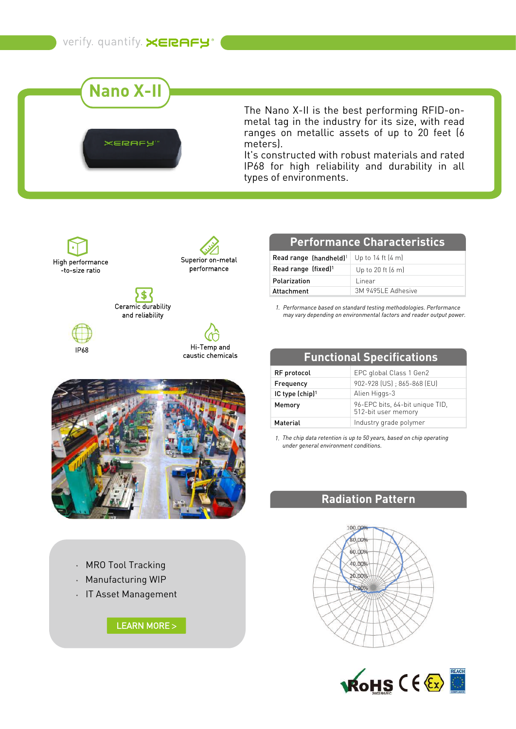verify. quantify. XERAFY®

# Nano X-II

The Nano X-II is the best performing RFID-on-metal tag in the industry for its size, with read ranges on metallic assets of up to 20 feet (6 meters).
It's constructed with robust materials and rated IP68 for high reliability and durability in all types of environments.

High performance -to-size ratio

Superior on-metal performance

Ceramic durability and reliability

IP68

Hi-Temp and caustic chemicals

## Performance Characteristics

| | |
|---|---|
| Read range (handheld)[1] | Up to 14 ft (4 m) |
| Read range (fixed)[1] | Up to 20 ft (6 m) |
| Polarization | Linear |
| Attachment | 3M 9495LE Adhesive |

*1. Performance based on standard testing methodologies. Performance may vary depending on environmental factors and reader output power.*

## Functional Specifications

| | |
|---|---|
| RF protocol | EPC global Class 1 Gen2 |
| Frequency | 902-928 (US) ; 865-868 (EU) |
| IC type (chip)[1] | Alien Higgs-3 |
| Memory | 96-EPC bits, 64-bit unique TID, 512-bit user memory |
| Material | Industry grade polymer |

*1. The chip data retention is up to 50 years, based on chip operating under general environment conditions.*

## Radiation Pattern

100.00%
80.00%
60.00%
40.00%
20.00%
0.00%

- MRO Tool Tracking
- Manufacturing WIP
- IT Asset Management

LEARN MORE >

RoHS 2002/95/EC CE Ex REACH COMPLIANCE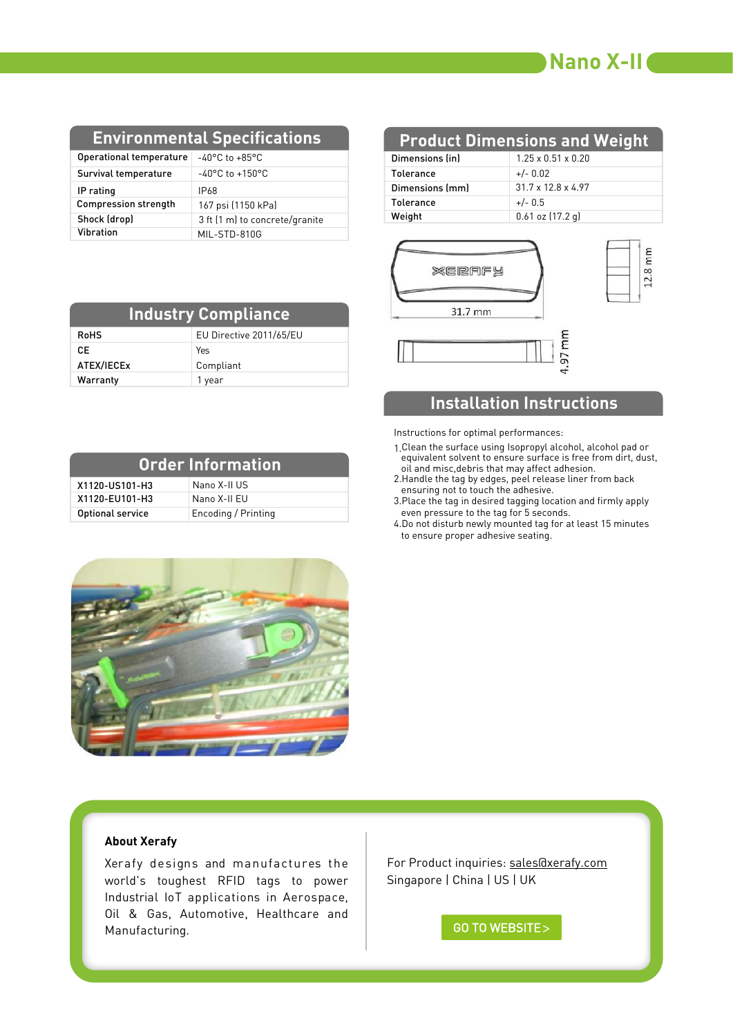# Nano X-II

## Environmental Specifications

| | |
|---|---|
| Operational temperature | -40°C to +85°C |
| Survival temperature | -40°C to +150°C |
| IP rating | IP68 |
| Compression strength | 167 psi (1150 kPa) |
| Shock (drop) | 3 ft (1 m) to concrete/granite |
| Vibration | MIL-STD-810G |

## Industry Compliance

| | |
|---|---|
| RoHS | EU Directive 2011/65/EU |
| CE | Yes |
| ATEX/IECEx | Compliant |
| Warranty | 1 year |

## Order Information

| | |
|---|---|
| X1120-US101-H3 | Nano X-II US |
| X1120-EU101-H3 | Nano X-II EU |
| Optional service | Encoding / Printing |

## Product Dimensions and Weight

| | |
|---|---|
| Dimensions (in) | 1.25 x 0.51 x 0.20 |
| Tolerance | +/- 0.02 |
| Dimensions (mm) | 31.7 x 12.8 x 4.97 |
| Tolerance | +/- 0.5 |
| Weight | 0.61 oz (17.2 g) |

31.7 mm

12.8 mm

4.97 mm

## Installation Instructions

Instructions for optimal performances:

1. Clean the surface using Isopropyl alcohol, alcohol pad or equivalent solvent to ensure surface is free from dirt, dust, oil and misc,debris that may affect adhesion.
2. Handle the tag by edges, peel release liner from back ensuring not to touch the adhesive.
3. Place the tag in desired tagging location and firmly apply even pressure to the tag for 5 seconds.
4. Do not disturb newly mounted tag for at least 15 minutes to ensure proper adhesive seating.

**About Xerafy**

Xerafy designs and manufactures the world's toughest RFID tags to power Industrial IoT applications in Aerospace, Oil & Gas, Automotive, Healthcare and Manufacturing.

For Product inquiries: sales@xerafy.com
Singapore | China | US | UK

GO TO WEBSITE >